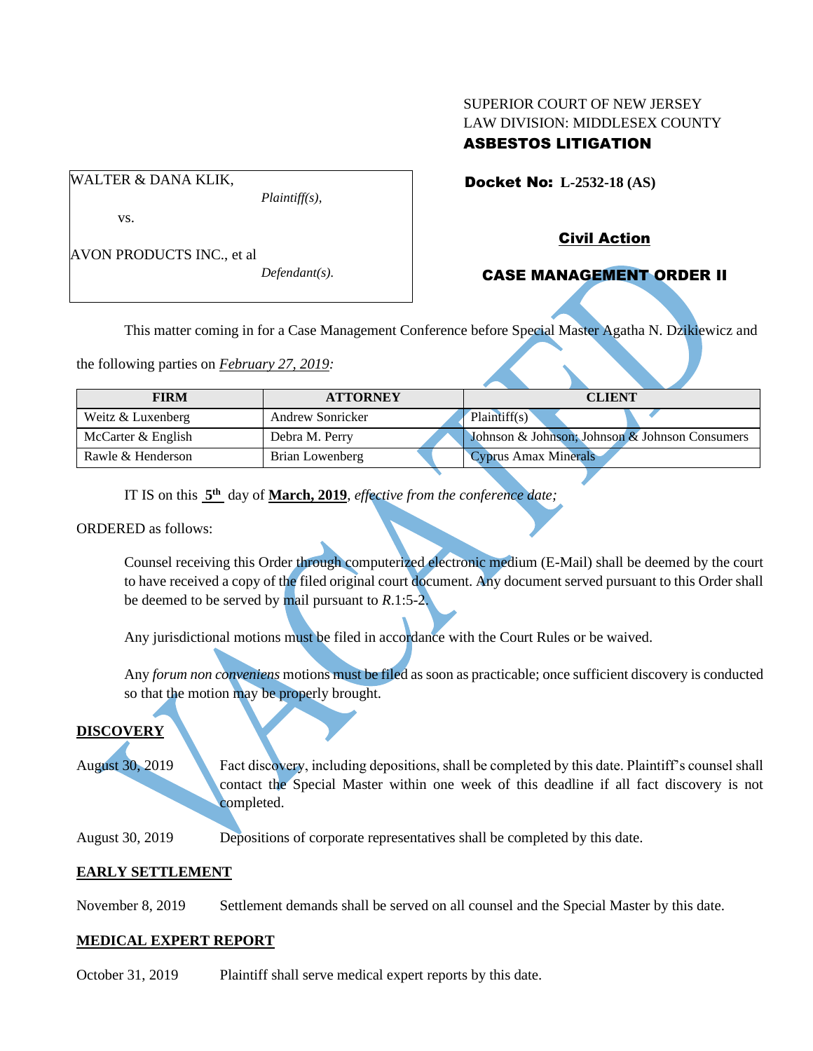SUPERIOR COURT OF NEW JERSEY
LAW DIVISION: MIDDLESEX COUNTY
**ASBESTOS LITIGATION**

WALTER & DANA KLIK,
*Plaintiff(s),*

vs.

AVON PRODUCTS INC., et al
*Defendant(s).*

**Docket No: L-2532-18 (AS)**

**Civil Action**

**CASE MANAGEMENT ORDER II**

VACATED

This matter coming in for a Case Management Conference before Special Master Agatha N. Dzikiewicz and the following parties on *February 27, 2019:*

| FIRM | ATTORNEY | CLIENT |
|---|---|---|
| Weitz & Luxenberg | Andrew Sonricker | Plaintiff(s) |
| McCarter & English | Debra M. Perry | Johnson & Johnson; Johnson & Johnson Consumers |
| Rawle & Henderson | Brian Lowenberg | Cyprus Amax Minerals |

IT IS on this **5th** day of **March, 2019**, *effective from the conference date;*

ORDERED as follows:

Counsel receiving this Order through computerized electronic medium (E-Mail) shall be deemed by the court to have received a copy of the filed original court document. Any document served pursuant to this Order shall be deemed to be served by mail pursuant to *R*.1:5-2.

Any jurisdictional motions must be filed in accordance with the Court Rules or be waived.

Any *forum non conveniens* motions must be filed as soon as practicable; once sufficient discovery is conducted so that the motion may be properly brought.

## DISCOVERY

August 30, 2019 — Fact discovery, including depositions, shall be completed by this date. Plaintiff's counsel shall contact the Special Master within one week of this deadline if all fact discovery is not completed.

August 30, 2019 — Depositions of corporate representatives shall be completed by this date.

## EARLY SETTLEMENT

November 8, 2019 — Settlement demands shall be served on all counsel and the Special Master by this date.

## MEDICAL EXPERT REPORT

October 31, 2019 — Plaintiff shall serve medical expert reports by this date.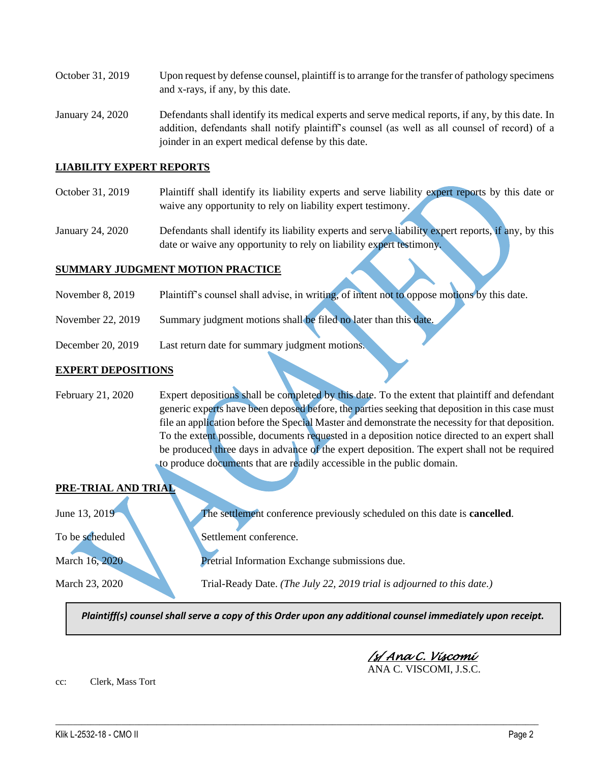| | |
|---|---|
| October 31, 2019 | Upon request by defense counsel, plaintiff is to arrange for the transfer of pathology specimens and x-rays, if any, by this date. |
| January 24, 2020 | Defendants shall identify its medical experts and serve medical reports, if any, by this date. In addition, defendants shall notify plaintiff's counsel (as well as all counsel of record) of a joinder in an expert medical defense by this date. |

**LIABILITY EXPERT REPORTS**

| | |
|---|---|
| October 31, 2019 | Plaintiff shall identify its liability experts and serve liability expert reports by this date or waive any opportunity to rely on liability expert testimony. |
| January 24, 2020 | Defendants shall identify its liability experts and serve liability expert reports, if any, by this date or waive any opportunity to rely on liability expert testimony. |

**SUMMARY JUDGMENT MOTION PRACTICE**

| | |
|---|---|
| November 8, 2019 | Plaintiff's counsel shall advise, in writing, of intent not to oppose motions by this date. |
| November 22, 2019 | Summary judgment motions shall be filed no later than this date. |
| December 20, 2019 | Last return date for summary judgment motions. |

**EXPERT DEPOSITIONS**

| | |
|---|---|
| February 21, 2020 | Expert depositions shall be completed by this date. To the extent that plaintiff and defendant generic experts have been deposed before, the parties seeking that deposition in this case must file an application before the Special Master and demonstrate the necessity for that deposition. To the extent possible, documents requested in a deposition notice directed to an expert shall be produced three days in advance of the expert deposition. The expert shall not be required to produce documents that are readily accessible in the public domain. |

**PRE-TRIAL AND TRIAL**

| | |
|---|---|
| June 13, 2019 | The settlement conference previously scheduled on this date is **cancelled**. |
| To be scheduled | Settlement conference. |
| March 16, 2020 | Pretrial Information Exchange submissions due. |
| March 23, 2020 | Trial-Ready Date. *(The July 22, 2019 trial is adjourned to this date.)* |

***Plaintiff(s) counsel shall serve a copy of this Order upon any additional counsel immediately upon receipt.***

*/s/ Ana C. Viscomi*
ANA C. VISCOMI, J.S.C.

cc: Clerk, Mass Tort

VACATED